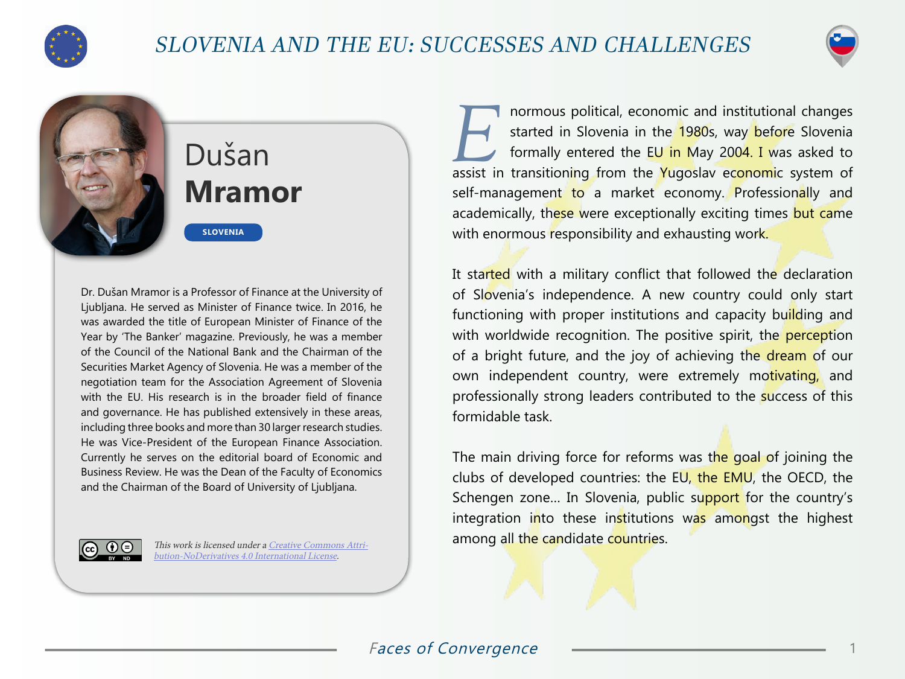# Dušan **Mramor**

SLOVENIA

Dr. Dušan Mramor is a Professor of Finance at the University of Ljubljana. He served as Minister of Finance twice. In 2016, he was awarded the title of European Minister of Finance of the Year by 'The Banker' magazine. Previously, he was a member of the Council of the National Bank and the Chairman of the Securities Market Agency of Slovenia. He was a member of the negotiation team for the Association Agreement of Slovenia with the EU. His research is in the broader field of finance and governance. He has published extensively in these areas, including three books and more than 30 larger research studies. He was Vice-President of the European Finance Association. Currently he serves on the editorial board of Economic and Business Review. He was the Dean of the Faculty of Economics and the Chairman of the Board of University of Ljubljana.

*This work is licensed under a [Creative Commons Attribution-NoDerivatives 4.0 International License](https://creativecommons.org/licenses/by-nd/4.0/).*

Enormous political, economic and institutional changes started in Slovenia in the 1980s, way before Slovenia formally entered the EU in May 2004. I was asked to assist in transitioning from the Yugoslav economic system of self-management to a market economy. Professionally and academically, these were exceptionally exciting times but came with enormous responsibility and exhausting work.

It started with a military conflict that followed the declaration of Slovenia's independence. A new country could only start functioning with proper institutions and capacity building and with worldwide recognition. The positive spirit, the perception of a bright future, and the joy of achieving the dream of our own independent country, were extremely motivating, and professionally strong leaders contributed to the success of this formidable task.

The main driving force for reforms was the goal of joining the clubs of developed countries: the EU, the EMU, the OECD, the Schengen zone... In Slovenia, public support for the country's integration into these institutions was amongst the highest among all the candidate countries.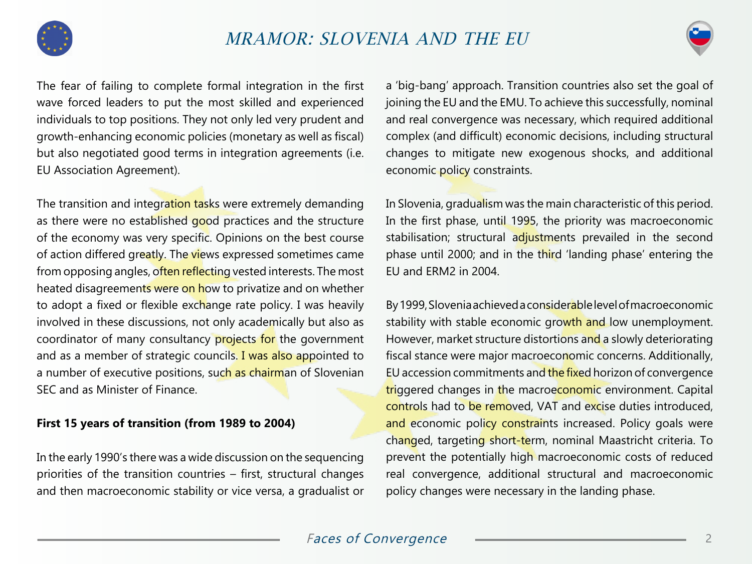The fear of failing to complete formal integration in the first wave forced leaders to put the most skilled and experienced individuals to top positions. They not only led very prudent and growth-enhancing economic policies (monetary as well as fiscal) but also negotiated good terms in integration agreements (i.e. EU Association Agreement).

The transition and integration tasks were extremely demanding as there were no established good practices and the structure of the economy was very specific. Opinions on the best course of action differed greatly. The views expressed sometimes came from opposing angles, often reflecting vested interests. The most heated disagreements were on how to privatize and on whether to adopt a fixed or flexible exchange rate policy. I was heavily involved in these discussions, not only academically but also as coordinator of many consultancy projects for the government and as a member of strategic councils. I was also appointed to a number of executive positions, such as chairman of Slovenian SEC and as Minister of Finance.

**First 15 years of transition (from 1989 to 2004)**

In the early 1990's there was a wide discussion on the sequencing priorities of the transition countries – first, structural changes and then macroeconomic stability or vice versa, a gradualist or a 'big-bang' approach. Transition countries also set the goal of joining the EU and the EMU. To achieve this successfully, nominal and real convergence was necessary, which required additional complex (and difficult) economic decisions, including structural changes to mitigate new exogenous shocks, and additional economic policy constraints.

In Slovenia, gradualism was the main characteristic of this period. In the first phase, until 1995, the priority was macroeconomic stabilisation; structural adjustments prevailed in the second phase until 2000; and in the third 'landing phase' entering the EU and ERM2 in 2004.

By 1999, Slovenia achieved a considerable level of macroeconomic stability with stable economic growth and low unemployment. However, market structure distortions and a slowly deteriorating fiscal stance were major macroeconomic concerns. Additionally, EU accession commitments and the fixed horizon of convergence triggered changes in the macroeconomic environment. Capital controls had to be removed, VAT and excise duties introduced, and economic policy constraints increased. Policy goals were changed, targeting short-term, nominal Maastricht criteria. To prevent the potentially high macroeconomic costs of reduced real convergence, additional structural and macroeconomic policy changes were necessary in the landing phase.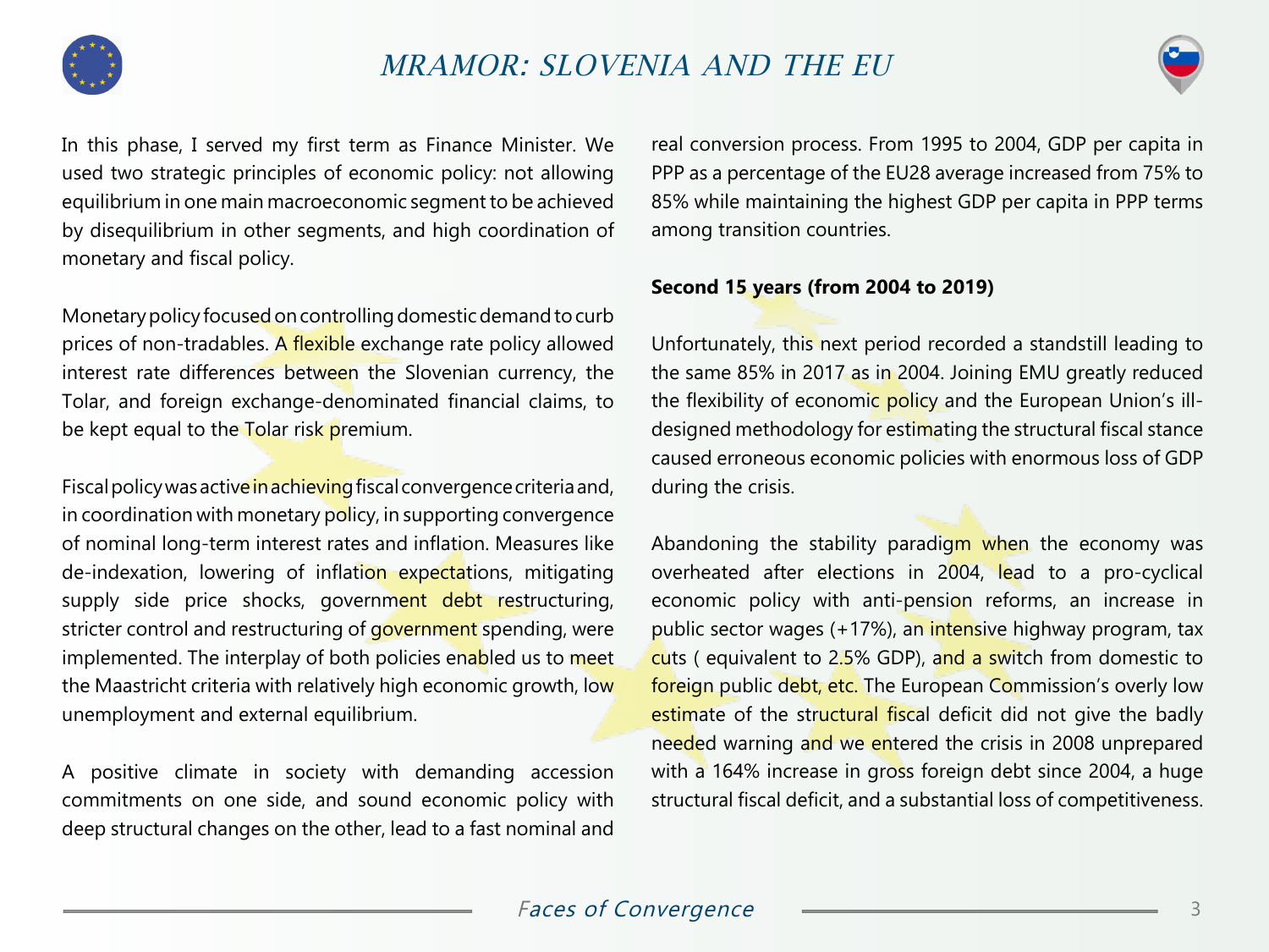In this phase, I served my first term as Finance Minister. We used two strategic principles of economic policy: not allowing equilibrium in one main macroeconomic segment to be achieved by disequilibrium in other segments, and high coordination of monetary and fiscal policy.

Monetary policy focused on controlling domestic demand to curb prices of non-tradables. A flexible exchange rate policy allowed interest rate differences between the Slovenian currency, the Tolar, and foreign exchange-denominated financial claims, to be kept equal to the Tolar risk premium.

Fiscal policy was active in achieving fiscal convergence criteria and, in coordination with monetary policy, in supporting convergence of nominal long-term interest rates and inflation. Measures like de-indexation, lowering of inflation expectations, mitigating supply side price shocks, government debt restructuring, stricter control and restructuring of government spending, were implemented. The interplay of both policies enabled us to meet the Maastricht criteria with relatively high economic growth, low unemployment and external equilibrium.

A positive climate in society with demanding accession commitments on one side, and sound economic policy with deep structural changes on the other, lead to a fast nominal and real conversion process. From 1995 to 2004, GDP per capita in PPP as a percentage of the EU28 average increased from 75% to 85% while maintaining the highest GDP per capita in PPP terms among transition countries.

**Second 15 years (from 2004 to 2019)**

Unfortunately, this next period recorded a standstill leading to the same 85% in 2017 as in 2004. Joining EMU greatly reduced the flexibility of economic policy and the European Union's ill-designed methodology for estimating the structural fiscal stance caused erroneous economic policies with enormous loss of GDP during the crisis.

Abandoning the stability paradigm when the economy was overheated after elections in 2004, lead to a pro-cyclical economic policy with anti-pension reforms, an increase in public sector wages (+17%), an intensive highway program, tax cuts ( equivalent to 2.5% GDP), and a switch from domestic to foreign public debt, etc. The European Commission's overly low estimate of the structural fiscal deficit did not give the badly needed warning and we entered the crisis in 2008 unprepared with a 164% increase in gross foreign debt since 2004, a huge structural fiscal deficit, and a substantial loss of competitiveness.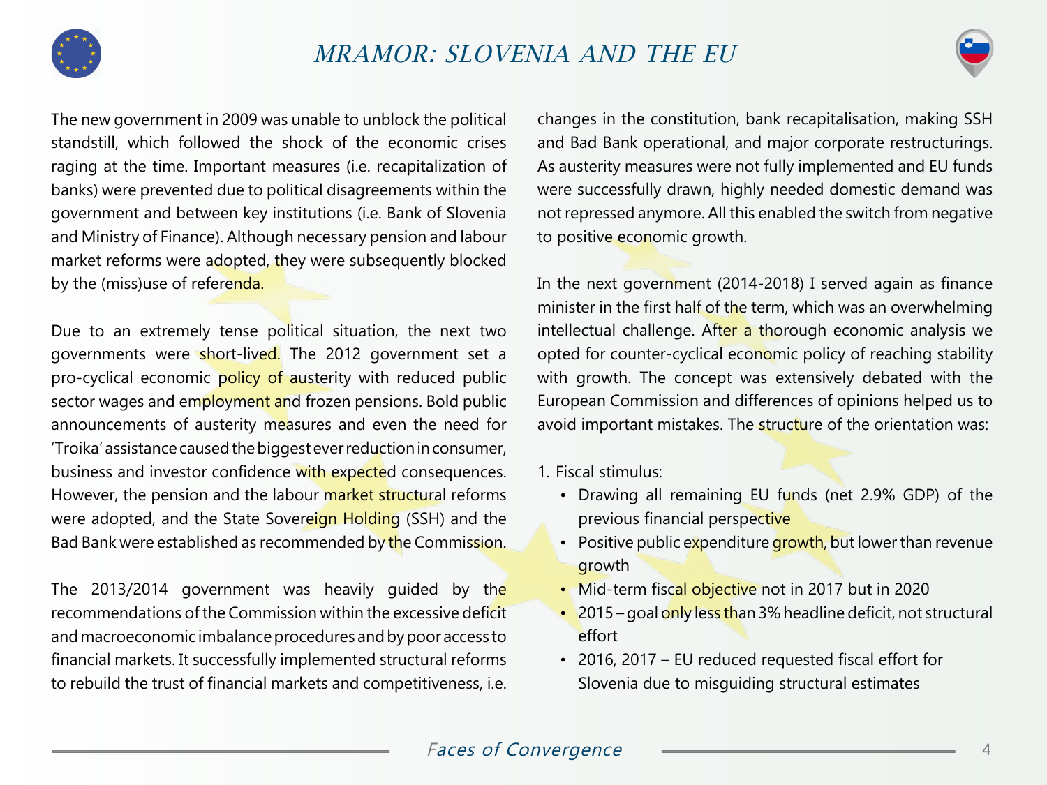The new government in 2009 was unable to unblock the political standstill, which followed the shock of the economic crises raging at the time. Important measures (i.e. recapitalization of banks) were prevented due to political disagreements within the government and between key institutions (i.e. Bank of Slovenia and Ministry of Finance). Although necessary pension and labour market reforms were adopted, they were subsequently blocked by the (miss)use of referenda.

Due to an extremely tense political situation, the next two governments were short-lived. The 2012 government set a pro-cyclical economic policy of austerity with reduced public sector wages and employment and frozen pensions. Bold public announcements of austerity measures and even the need for 'Troika' assistance caused the biggest ever reduction in consumer, business and investor confidence with expected consequences. However, the pension and the labour market structural reforms were adopted, and the State Sovereign Holding (SSH) and the Bad Bank were established as recommended by the Commission.

The 2013/2014 government was heavily guided by the recommendations of the Commission within the excessive deficit and macroeconomic imbalance procedures and by poor access to financial markets. It successfully implemented structural reforms to rebuild the trust of financial markets and competitiveness, i.e. changes in the constitution, bank recapitalisation, making SSH and Bad Bank operational, and major corporate restructurings. As austerity measures were not fully implemented and EU funds were successfully drawn, highly needed domestic demand was not repressed anymore. All this enabled the switch from negative to positive economic growth.

In the next government (2014-2018) I served again as finance minister in the first half of the term, which was an overwhelming intellectual challenge. After a thorough economic analysis we opted for counter-cyclical economic policy of reaching stability with growth. The concept was extensively debated with the European Commission and differences of opinions helped us to avoid important mistakes. The structure of the orientation was:

1. Fiscal stimulus:
    - Drawing all remaining EU funds (net 2.9% GDP) of the previous financial perspective
    - Positive public expenditure growth, but lower than revenue growth
    - Mid-term fiscal objective not in 2017 but in 2020
    - 2015 – goal only less than 3% headline deficit, not structural effort
    - 2016, 2017 – EU reduced requested fiscal effort for Slovenia due to misguiding structural estimates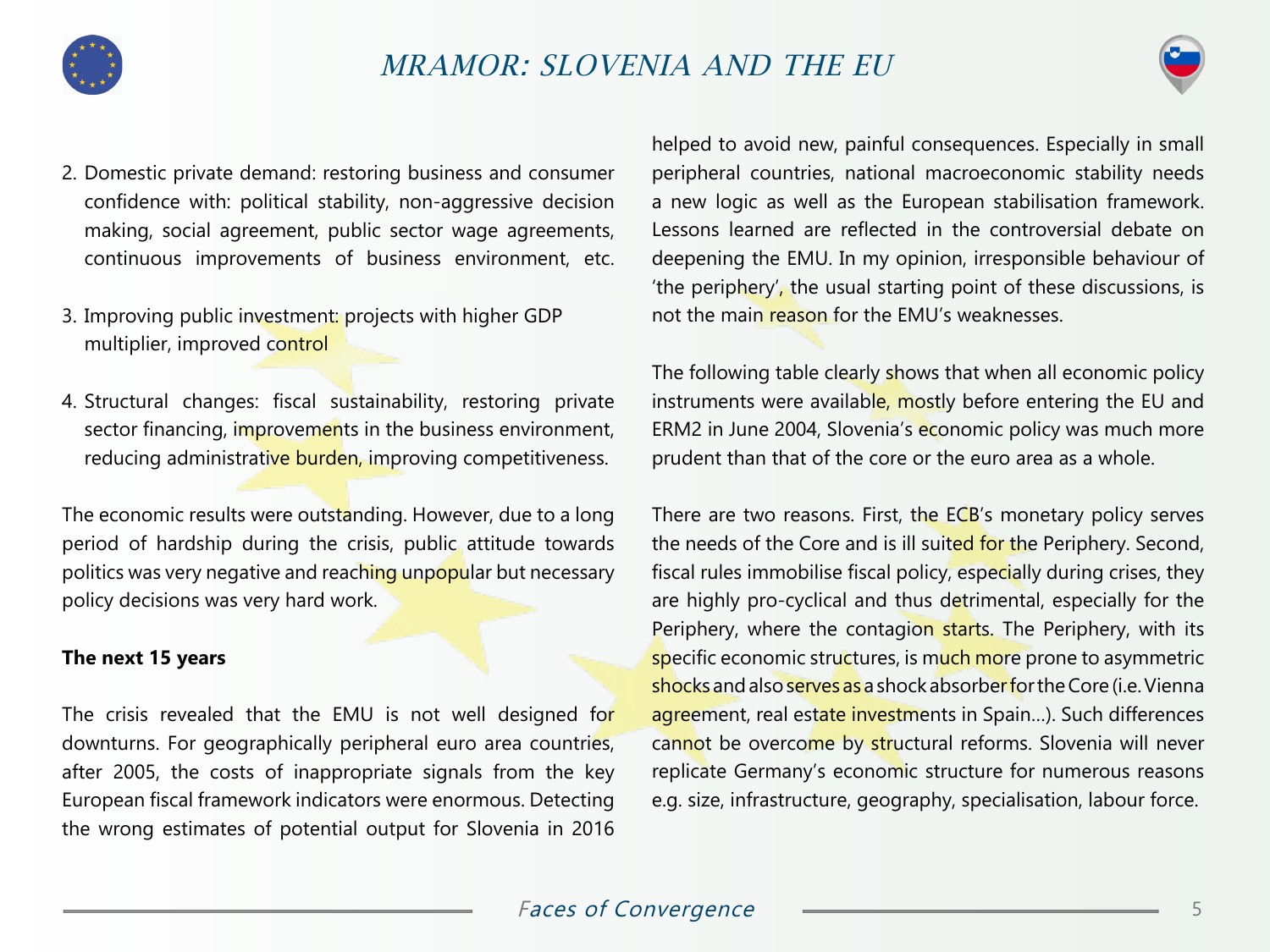2. Domestic private demand: restoring business and consumer confidence with: political stability, non-aggressive decision making, social agreement, public sector wage agreements, continuous improvements of business environment, etc.

3. Improving public investment: projects with higher GDP multiplier, improved control

4. Structural changes: fiscal sustainability, restoring private sector financing, improvements in the business environment, reducing administrative burden, improving competitiveness.

The economic results were outstanding. However, due to a long period of hardship during the crisis, public attitude towards politics was very negative and reaching unpopular but necessary policy decisions was very hard work.

**The next 15 years**

The crisis revealed that the EMU is not well designed for downturns. For geographically peripheral euro area countries, after 2005, the costs of inappropriate signals from the key European fiscal framework indicators were enormous. Detecting the wrong estimates of potential output for Slovenia in 2016 helped to avoid new, painful consequences. Especially in small peripheral countries, national macroeconomic stability needs a new logic as well as the European stabilisation framework. Lessons learned are reflected in the controversial debate on deepening the EMU. In my opinion, irresponsible behaviour of 'the periphery', the usual starting point of these discussions, is not the main reason for the EMU's weaknesses.

The following table clearly shows that when all economic policy instruments were available, mostly before entering the EU and ERM2 in June 2004, Slovenia's economic policy was much more prudent than that of the core or the euro area as a whole.

There are two reasons. First, the ECB's monetary policy serves the needs of the Core and is ill suited for the Periphery. Second, fiscal rules immobilise fiscal policy, especially during crises, they are highly pro-cyclical and thus detrimental, especially for the Periphery, where the contagion starts. The Periphery, with its specific economic structures, is much more prone to asymmetric shocks and also serves as a shock absorber for the Core (i.e. Vienna agreement, real estate investments in Spain…). Such differences cannot be overcome by structural reforms. Slovenia will never replicate Germany's economic structure for numerous reasons e.g. size, infrastructure, geography, specialisation, labour force.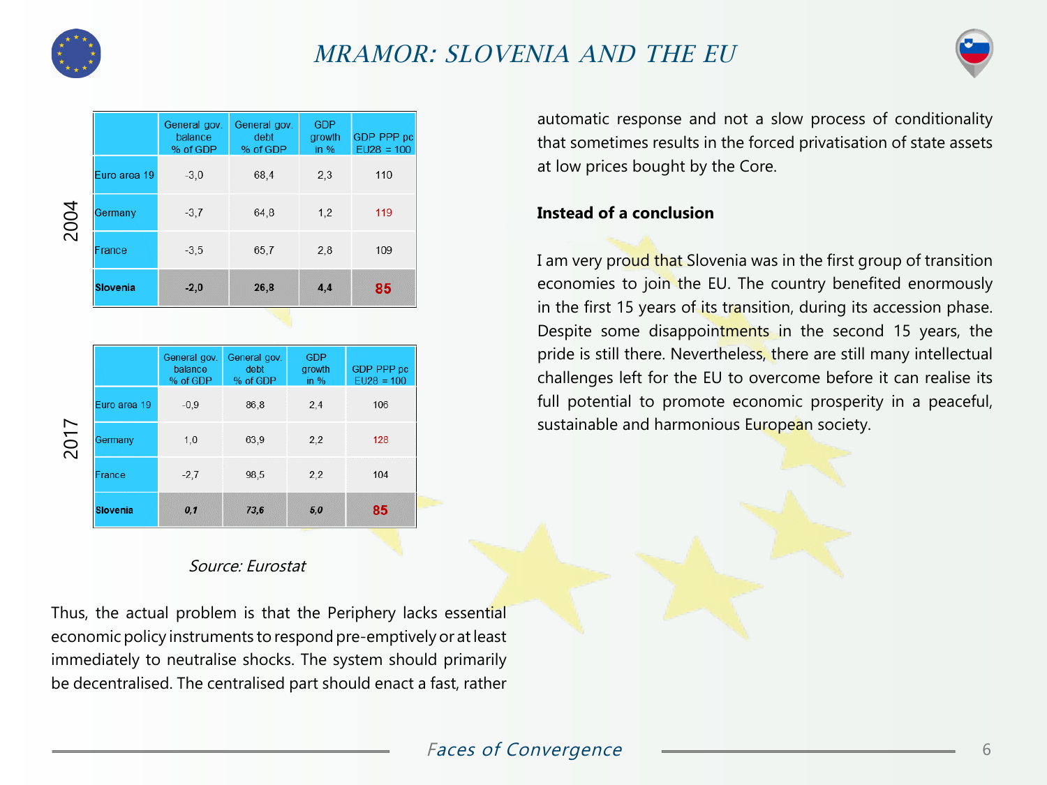2004

| | General gov. balance % of GDP | General gov. debt % of GDP | GDP growth in % | GDP PPP pc EU28 = 100 |
|---|---|---|---|---|
| Euro area 19 | -3,0 | 68,4 | 2,3 | 110 |
| Germany | -3,7 | 64,8 | 1,2 | 119 |
| France | -3,5 | 65,7 | 2,8 | 109 |
| **Slovenia** | **-2,0** | **26,8** | **4,4** | **85** |

2017

| | General gov. balance % of GDP | General gov. debt % of GDP | GDP growth in % | GDP PPP pc EU28 = 100 |
|---|---|---|---|---|
| Euro area 19 | -0,9 | 86,8 | 2,4 | 106 |
| Germany | 1,0 | 63,9 | 2,2 | 128 |
| France | -2,7 | 98,5 | 2,2 | 104 |
| **Slovenia** | ***0,1*** | ***73,6*** | ***5,0*** | **85** |

*Source: Eurostat*

Thus, the actual problem is that the Periphery lacks essential economic policy instruments to respond pre-emptively or at least immediately to neutralise shocks. The system should primarily be decentralised. The centralised part should enact a fast, rather automatic response and not a slow process of conditionality that sometimes results in the forced privatisation of state assets at low prices bought by the Core.

**Instead of a conclusion**

I am very proud that Slovenia was in the first group of transition economies to join the EU. The country benefited enormously in the first 15 years of its transition, during its accession phase. Despite some disappointments in the second 15 years, the pride is still there. Nevertheless, there are still many intellectual challenges left for the EU to overcome before it can realise its full potential to promote economic prosperity in a peaceful, sustainable and harmonious European society.